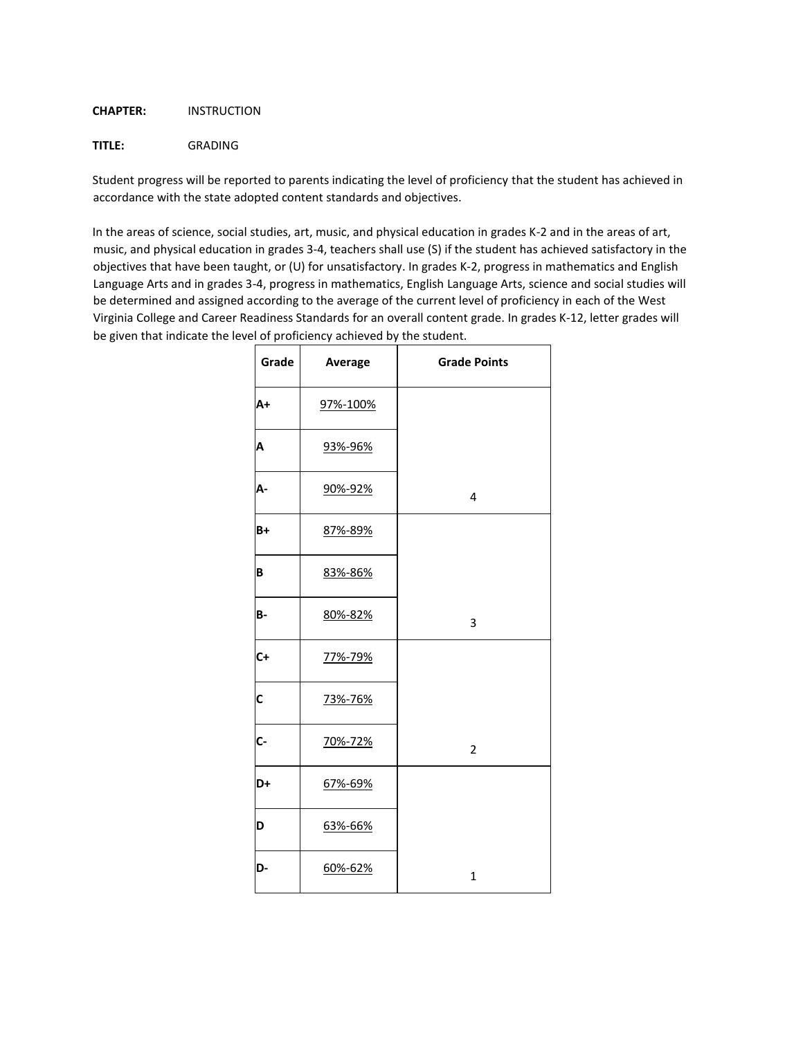**CHAPTER:** INSTRUCTION

**TITLE:** GRADING

Student progress will be reported to parents indicating the level of proficiency that the student has achieved in accordance with the state adopted content standards and objectives.

In the areas of science, social studies, art, music, and physical education in grades K-2 and in the areas of art, music, and physical education in grades 3-4, teachers shall use (S) if the student has achieved satisfactory in the objectives that have been taught, or (U) for unsatisfactory. In grades K-2, progress in mathematics and English Language Arts and in grades 3-4, progress in mathematics, English Language Arts, science and social studies will be determined and assigned according to the average of the current level of proficiency in each of the West Virginia College and Career Readiness Standards for an overall content grade. In grades K-12, letter grades will be given that indicate the level of proficiency achieved by the student.

| Grade | Average | Grade Points |
|---|---|---|
| A+ | 97%-100% | |
| A | 93%-96% | |
| A- | 90%-92% | 4 |
| B+ | 87%-89% | |
| B | 83%-86% | |
| B- | 80%-82% | 3 |
| C+ | 77%-79% | |
| C | 73%-76% | |
| C- | 70%-72% | 2 |
| D+ | 67%-69% | |
| D | 63%-66% | |
| D- | 60%-62% | 1 |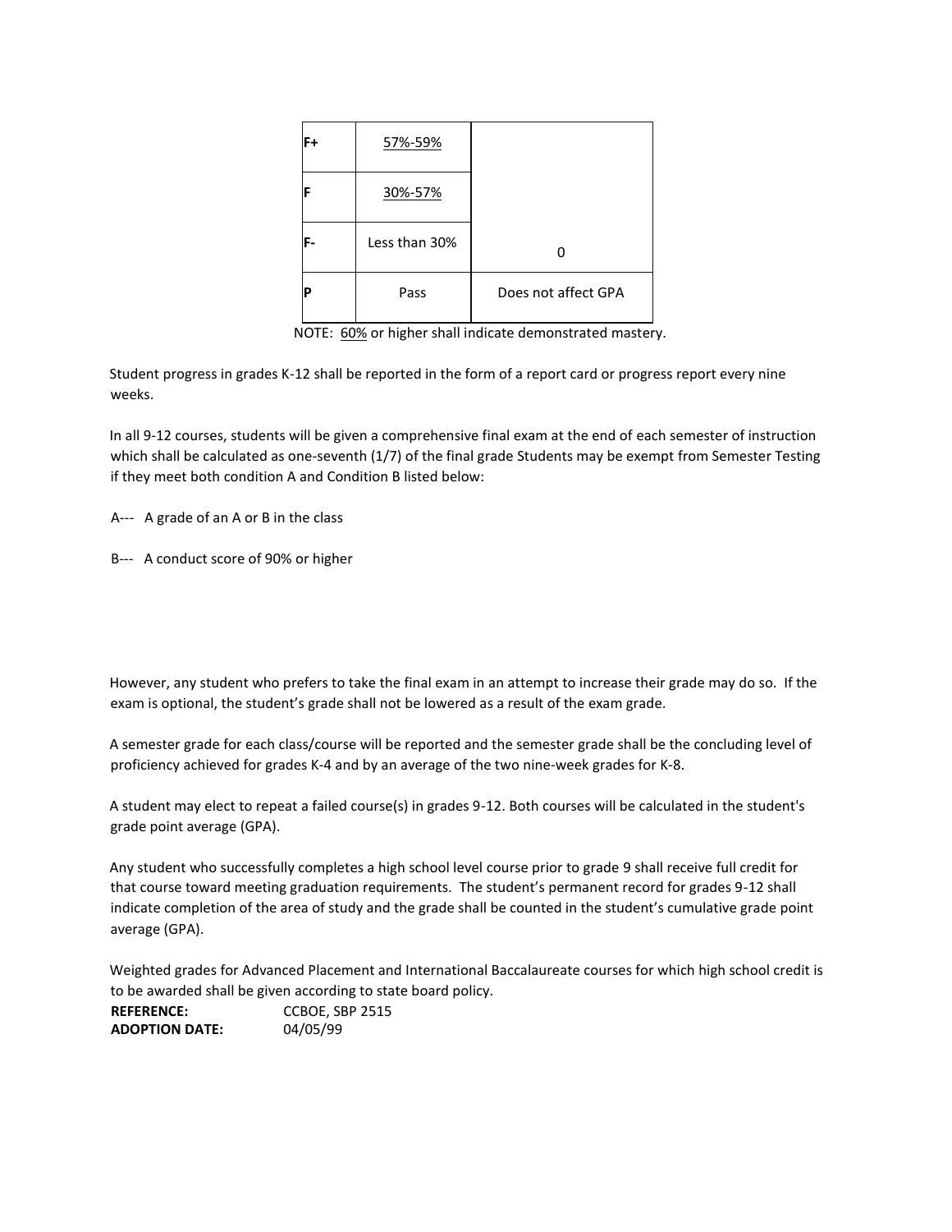| | | |
|---|---|---|
| **F+** | 57%-59% | |
| **F** | 30%-57% | |
| **F-** | Less than 30% | 0 |
| **P** | Pass | Does not affect GPA |

NOTE: 60% or higher shall indicate demonstrated mastery.

Student progress in grades K-12 shall be reported in the form of a report card or progress report every nine weeks.

In all 9-12 courses, students will be given a comprehensive final exam at the end of each semester of instruction which shall be calculated as one-seventh (1/7) of the final grade Students may be exempt from Semester Testing if they meet both condition A and Condition B listed below:

A--- A grade of an A or B in the class

B--- A conduct score of 90% or higher

However, any student who prefers to take the final exam in an attempt to increase their grade may do so. If the exam is optional, the student's grade shall not be lowered as a result of the exam grade.

A semester grade for each class/course will be reported and the semester grade shall be the concluding level of proficiency achieved for grades K-4 and by an average of the two nine-week grades for K-8.

A student may elect to repeat a failed course(s) in grades 9-12. Both courses will be calculated in the student's grade point average (GPA).

Any student who successfully completes a high school level course prior to grade 9 shall receive full credit for that course toward meeting graduation requirements. The student's permanent record for grades 9-12 shall indicate completion of the area of study and the grade shall be counted in the student's cumulative grade point average (GPA).

Weighted grades for Advanced Placement and International Baccalaureate courses for which high school credit is to be awarded shall be given according to state board policy.

**REFERENCE:** CCBOE, SBP 2515

**ADOPTION DATE:** 04/05/99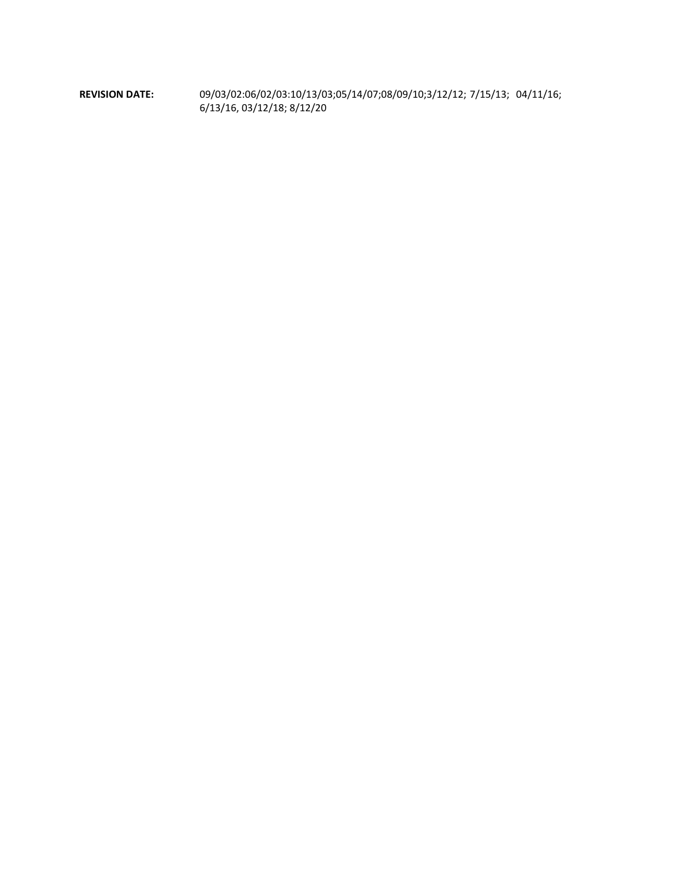**REVISION DATE:** 09/03/02:06/02/03:10/13/03;05/14/07;08/09/10;3/12/12; 7/15/13; 04/11/16; 6/13/16, 03/12/18; 8/12/20